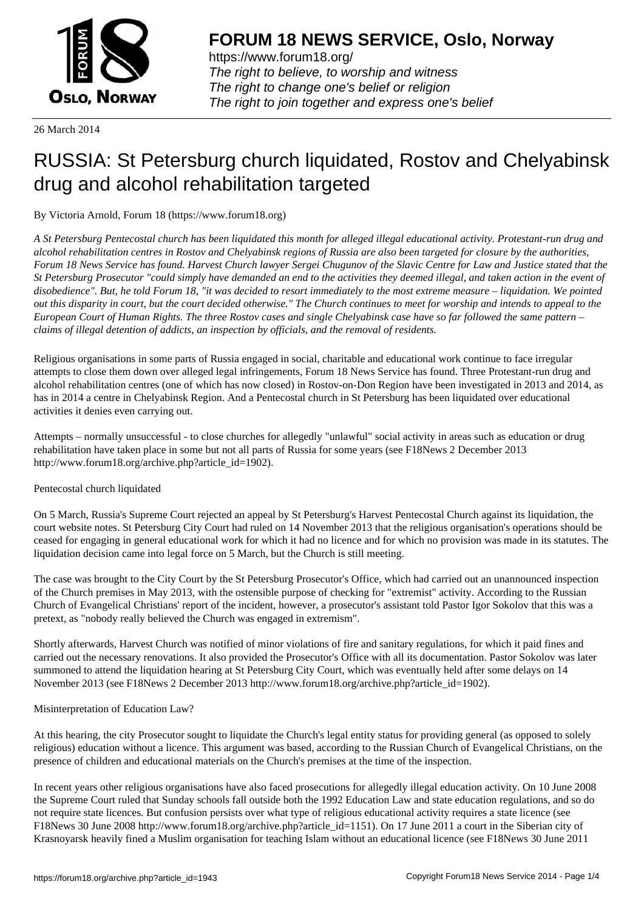# FORUM 18 NEWS SERVICE, Oslo, Norway

https://www.forum18.org/
*The right to believe, to worship and witness*
*The right to change one's belief or religion*
*The right to join together and express one's belief*

26 March 2014

# RUSSIA: St Petersburg church liquidated, Rostov and Chelyabinsk drug and alcohol rehabilitation targeted

By Victoria Arnold, Forum 18 (https://www.forum18.org)

*A St Petersburg Pentecostal church has been liquidated this month for alleged illegal educational activity. Protestant-run drug and alcohol rehabilitation centres in Rostov and Chelyabinsk regions of Russia are also been targeted for closure by the authorities, Forum 18 News Service has found. Harvest Church lawyer Sergei Chugunov of the Slavic Centre for Law and Justice stated that the St Petersburg Prosecutor "could simply have demanded an end to the activities they deemed illegal, and taken action in the event of disobedience". But, he told Forum 18, "it was decided to resort immediately to the most extreme measure – liquidation. We pointed out this disparity in court, but the court decided otherwise." The Church continues to meet for worship and intends to appeal to the European Court of Human Rights. The three Rostov cases and single Chelyabinsk case have so far followed the same pattern – claims of illegal detention of addicts, an inspection by officials, and the removal of residents.*

Religious organisations in some parts of Russia engaged in social, charitable and educational work continue to face irregular attempts to close them down over alleged legal infringements, Forum 18 News Service has found. Three Protestant-run drug and alcohol rehabilitation centres (one of which has now closed) in Rostov-on-Don Region have been investigated in 2013 and 2014, as has in 2014 a centre in Chelyabinsk Region. And a Pentecostal church in St Petersburg has been liquidated over educational activities it denies even carrying out.

Attempts – normally unsuccessful - to close churches for allegedly "unlawful" social activity in areas such as education or drug rehabilitation have taken place in some but not all parts of Russia for some years (see F18News 2 December 2013 http://www.forum18.org/archive.php?article_id=1902).

Pentecostal church liquidated

On 5 March, Russia's Supreme Court rejected an appeal by St Petersburg's Harvest Pentecostal Church against its liquidation, the court website notes. St Petersburg City Court had ruled on 14 November 2013 that the religious organisation's operations should be ceased for engaging in general educational work for which it had no licence and for which no provision was made in its statutes. The liquidation decision came into legal force on 5 March, but the Church is still meeting.

The case was brought to the City Court by the St Petersburg Prosecutor's Office, which had carried out an unannounced inspection of the Church premises in May 2013, with the ostensible purpose of checking for "extremist" activity. According to the Russian Church of Evangelical Christians' report of the incident, however, a prosecutor's assistant told Pastor Igor Sokolov that this was a pretext, as "nobody really believed the Church was engaged in extremism".

Shortly afterwards, Harvest Church was notified of minor violations of fire and sanitary regulations, for which it paid fines and carried out the necessary renovations. It also provided the Prosecutor's Office with all its documentation. Pastor Sokolov was later summoned to attend the liquidation hearing at St Petersburg City Court, which was eventually held after some delays on 14 November 2013 (see F18News 2 December 2013 http://www.forum18.org/archive.php?article_id=1902).

Misinterpretation of Education Law?

At this hearing, the city Prosecutor sought to liquidate the Church's legal entity status for providing general (as opposed to solely religious) education without a licence. This argument was based, according to the Russian Church of Evangelical Christians, on the presence of children and educational materials on the Church's premises at the time of the inspection.

In recent years other religious organisations have also faced prosecutions for allegedly illegal education activity. On 10 June 2008 the Supreme Court ruled that Sunday schools fall outside both the 1992 Education Law and state education regulations, and so do not require state licences. But confusion persists over what type of religious educational activity requires a state licence (see F18News 30 June 2008 http://www.forum18.org/archive.php?article_id=1151). On 17 June 2011 a court in the Siberian city of Krasnoyarsk heavily fined a Muslim organisation for teaching Islam without an educational licence (see F18News 30 June 2011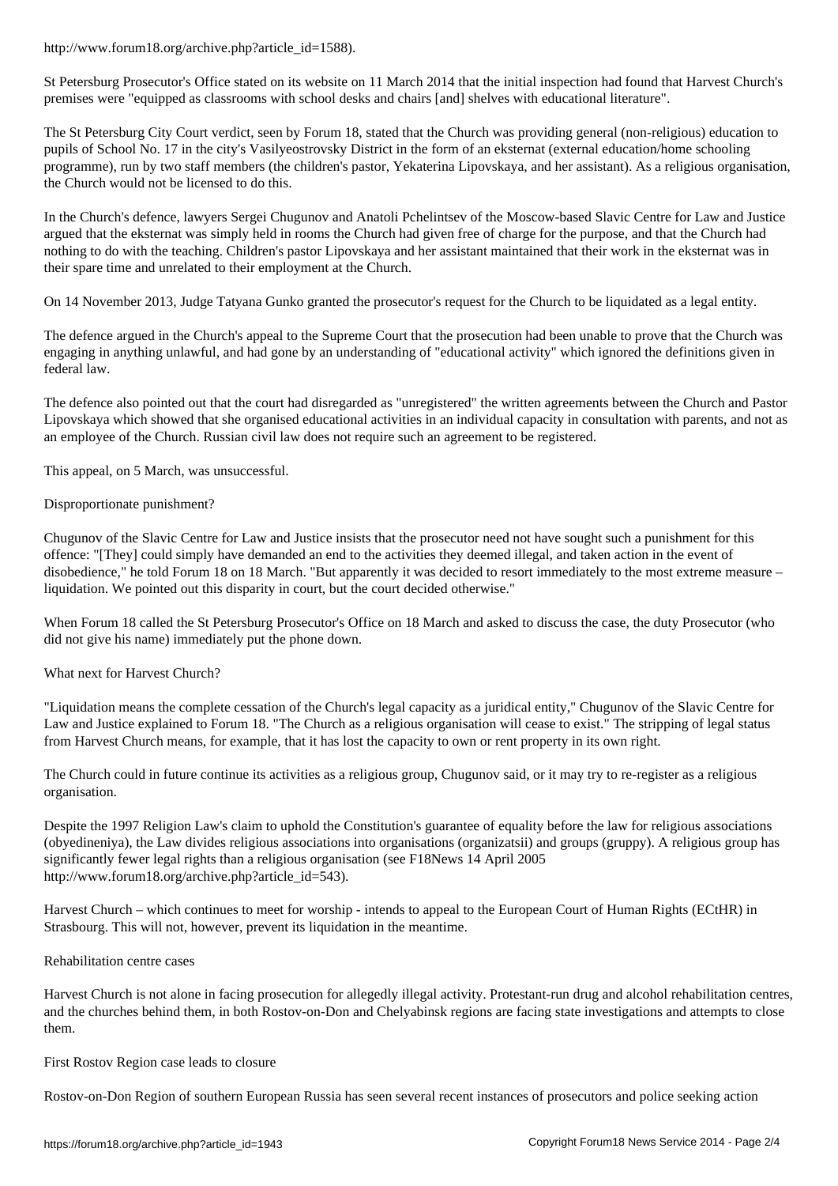http://www.forum18.org/archive.php?article_id=1588).

St Petersburg Prosecutor's Office stated on its website on 11 March 2014 that the initial inspection had found that Harvest Church's premises were "equipped as classrooms with school desks and chairs [and] shelves with educational literature".

The St Petersburg City Court verdict, seen by Forum 18, stated that the Church was providing general (non-religious) education to pupils of School No. 17 in the city's Vasilyeostrovsky District in the form of an eksternat (external education/home schooling programme), run by two staff members (the children's pastor, Yekaterina Lipovskaya, and her assistant). As a religious organisation, the Church would not be licensed to do this.

In the Church's defence, lawyers Sergei Chugunov and Anatoli Pchelintsev of the Moscow-based Slavic Centre for Law and Justice argued that the eksternat was simply held in rooms the Church had given free of charge for the purpose, and that the Church had nothing to do with the teaching. Children's pastor Lipovskaya and her assistant maintained that their work in the eksternat was in their spare time and unrelated to their employment at the Church.

On 14 November 2013, Judge Tatyana Gunko granted the prosecutor's request for the Church to be liquidated as a legal entity.

The defence argued in the Church's appeal to the Supreme Court that the prosecution had been unable to prove that the Church was engaging in anything unlawful, and had gone by an understanding of "educational activity" which ignored the definitions given in federal law.

The defence also pointed out that the court had disregarded as "unregistered" the written agreements between the Church and Pastor Lipovskaya which showed that she organised educational activities in an individual capacity in consultation with parents, and not as an employee of the Church. Russian civil law does not require such an agreement to be registered.

This appeal, on 5 March, was unsuccessful.

## Disproportionate punishment?

Chugunov of the Slavic Centre for Law and Justice insists that the prosecutor need not have sought such a punishment for this offence: "[They] could simply have demanded an end to the activities they deemed illegal, and taken action in the event of disobedience," he told Forum 18 on 18 March. "But apparently it was decided to resort immediately to the most extreme measure – liquidation. We pointed out this disparity in court, but the court decided otherwise."

When Forum 18 called the St Petersburg Prosecutor's Office on 18 March and asked to discuss the case, the duty Prosecutor (who did not give his name) immediately put the phone down.

## What next for Harvest Church?

"Liquidation means the complete cessation of the Church's legal capacity as a juridical entity," Chugunov of the Slavic Centre for Law and Justice explained to Forum 18. "The Church as a religious organisation will cease to exist." The stripping of legal status from Harvest Church means, for example, that it has lost the capacity to own or rent property in its own right.

The Church could in future continue its activities as a religious group, Chugunov said, or it may try to re-register as a religious organisation.

Despite the 1997 Religion Law's claim to uphold the Constitution's guarantee of equality before the law for religious associations (obyedineniya), the Law divides religious associations into organisations (organizatsii) and groups (gruppy). A religious group has significantly fewer legal rights than a religious organisation (see F18News 14 April 2005 http://www.forum18.org/archive.php?article_id=543).

Harvest Church – which continues to meet for worship - intends to appeal to the European Court of Human Rights (ECtHR) in Strasbourg. This will not, however, prevent its liquidation in the meantime.

## Rehabilitation centre cases

Harvest Church is not alone in facing prosecution for allegedly illegal activity. Protestant-run drug and alcohol rehabilitation centres, and the churches behind them, in both Rostov-on-Don and Chelyabinsk regions are facing state investigations and attempts to close them.

## First Rostov Region case leads to closure

Rostov-on-Don Region of southern European Russia has seen several recent instances of prosecutors and police seeking action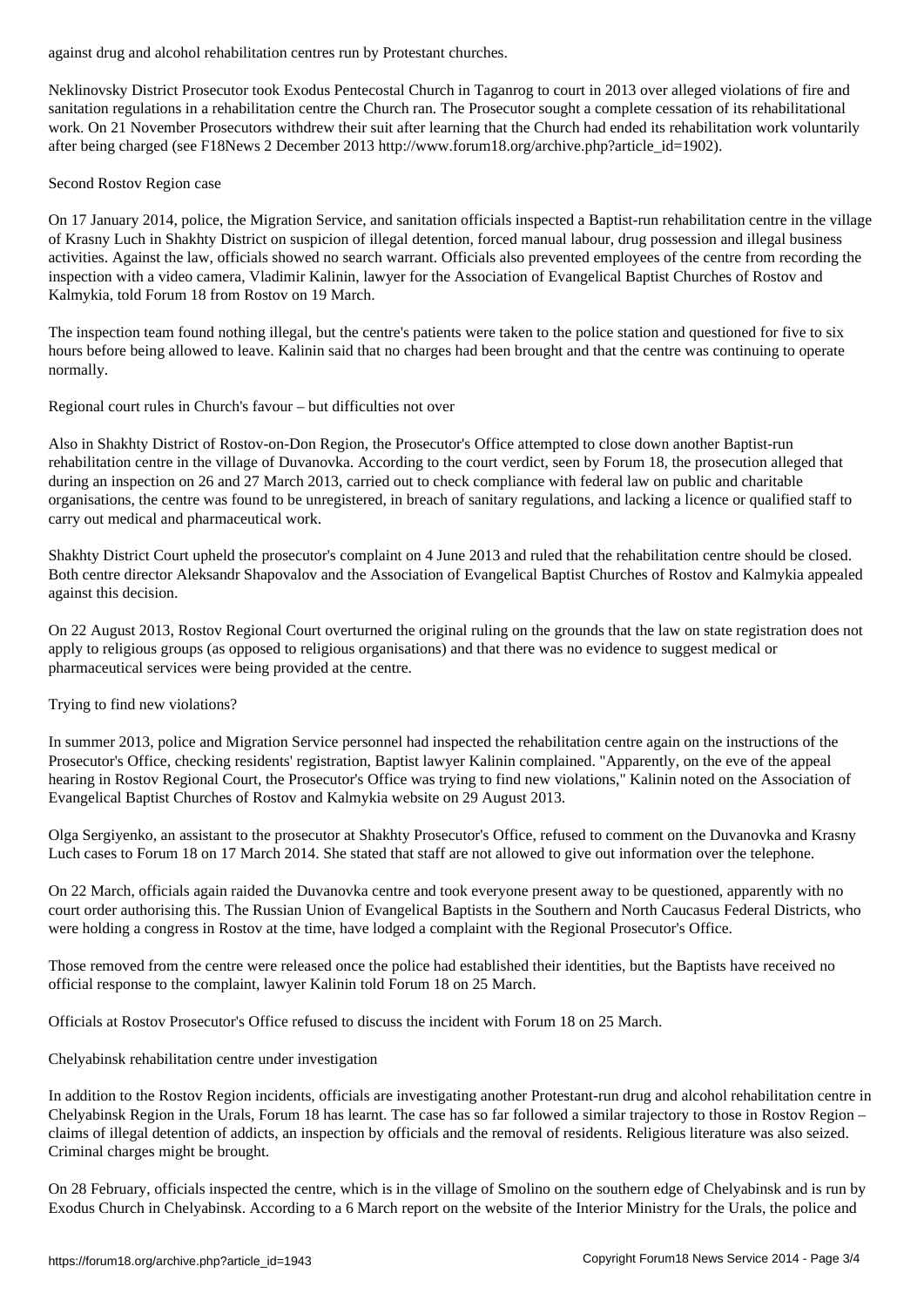against drug and alcohol rehabilitation centres run by Protestant churches.

Neklinovsky District Prosecutor took Exodus Pentecostal Church in Taganrog to court in 2013 over alleged violations of fire and sanitation regulations in a rehabilitation centre the Church ran. The Prosecutor sought a complete cessation of its rehabilitational work. On 21 November Prosecutors withdrew their suit after learning that the Church had ended its rehabilitation work voluntarily after being charged (see F18News 2 December 2013 http://www.forum18.org/archive.php?article_id=1902).

## Second Rostov Region case

On 17 January 2014, police, the Migration Service, and sanitation officials inspected a Baptist-run rehabilitation centre in the village of Krasny Luch in Shakhty District on suspicion of illegal detention, forced manual labour, drug possession and illegal business activities. Against the law, officials showed no search warrant. Officials also prevented employees of the centre from recording the inspection with a video camera, Vladimir Kalinin, lawyer for the Association of Evangelical Baptist Churches of Rostov and Kalmykia, told Forum 18 from Rostov on 19 March.

The inspection team found nothing illegal, but the centre's patients were taken to the police station and questioned for five to six hours before being allowed to leave. Kalinin said that no charges had been brought and that the centre was continuing to operate normally.

## Regional court rules in Church's favour – but difficulties not over

Also in Shakhty District of Rostov-on-Don Region, the Prosecutor's Office attempted to close down another Baptist-run rehabilitation centre in the village of Duvanovka. According to the court verdict, seen by Forum 18, the prosecution alleged that during an inspection on 26 and 27 March 2013, carried out to check compliance with federal law on public and charitable organisations, the centre was found to be unregistered, in breach of sanitary regulations, and lacking a licence or qualified staff to carry out medical and pharmaceutical work.

Shakhty District Court upheld the prosecutor's complaint on 4 June 2013 and ruled that the rehabilitation centre should be closed. Both centre director Aleksandr Shapovalov and the Association of Evangelical Baptist Churches of Rostov and Kalmykia appealed against this decision.

On 22 August 2013, Rostov Regional Court overturned the original ruling on the grounds that the law on state registration does not apply to religious groups (as opposed to religious organisations) and that there was no evidence to suggest medical or pharmaceutical services were being provided at the centre.

## Trying to find new violations?

In summer 2013, police and Migration Service personnel had inspected the rehabilitation centre again on the instructions of the Prosecutor's Office, checking residents' registration, Baptist lawyer Kalinin complained. "Apparently, on the eve of the appeal hearing in Rostov Regional Court, the Prosecutor's Office was trying to find new violations," Kalinin noted on the Association of Evangelical Baptist Churches of Rostov and Kalmykia website on 29 August 2013.

Olga Sergiyenko, an assistant to the prosecutor at Shakhty Prosecutor's Office, refused to comment on the Duvanovka and Krasny Luch cases to Forum 18 on 17 March 2014. She stated that staff are not allowed to give out information over the telephone.

On 22 March, officials again raided the Duvanovka centre and took everyone present away to be questioned, apparently with no court order authorising this. The Russian Union of Evangelical Baptists in the Southern and North Caucasus Federal Districts, who were holding a congress in Rostov at the time, have lodged a complaint with the Regional Prosecutor's Office.

Those removed from the centre were released once the police had established their identities, but the Baptists have received no official response to the complaint, lawyer Kalinin told Forum 18 on 25 March.

Officials at Rostov Prosecutor's Office refused to discuss the incident with Forum 18 on 25 March.

## Chelyabinsk rehabilitation centre under investigation

In addition to the Rostov Region incidents, officials are investigating another Protestant-run drug and alcohol rehabilitation centre in Chelyabinsk Region in the Urals, Forum 18 has learnt. The case has so far followed a similar trajectory to those in Rostov Region – claims of illegal detention of addicts, an inspection by officials and the removal of residents. Religious literature was also seized. Criminal charges might be brought.

On 28 February, officials inspected the centre, which is in the village of Smolino on the southern edge of Chelyabinsk and is run by Exodus Church in Chelyabinsk. According to a 6 March report on the website of the Interior Ministry for the Urals, the police and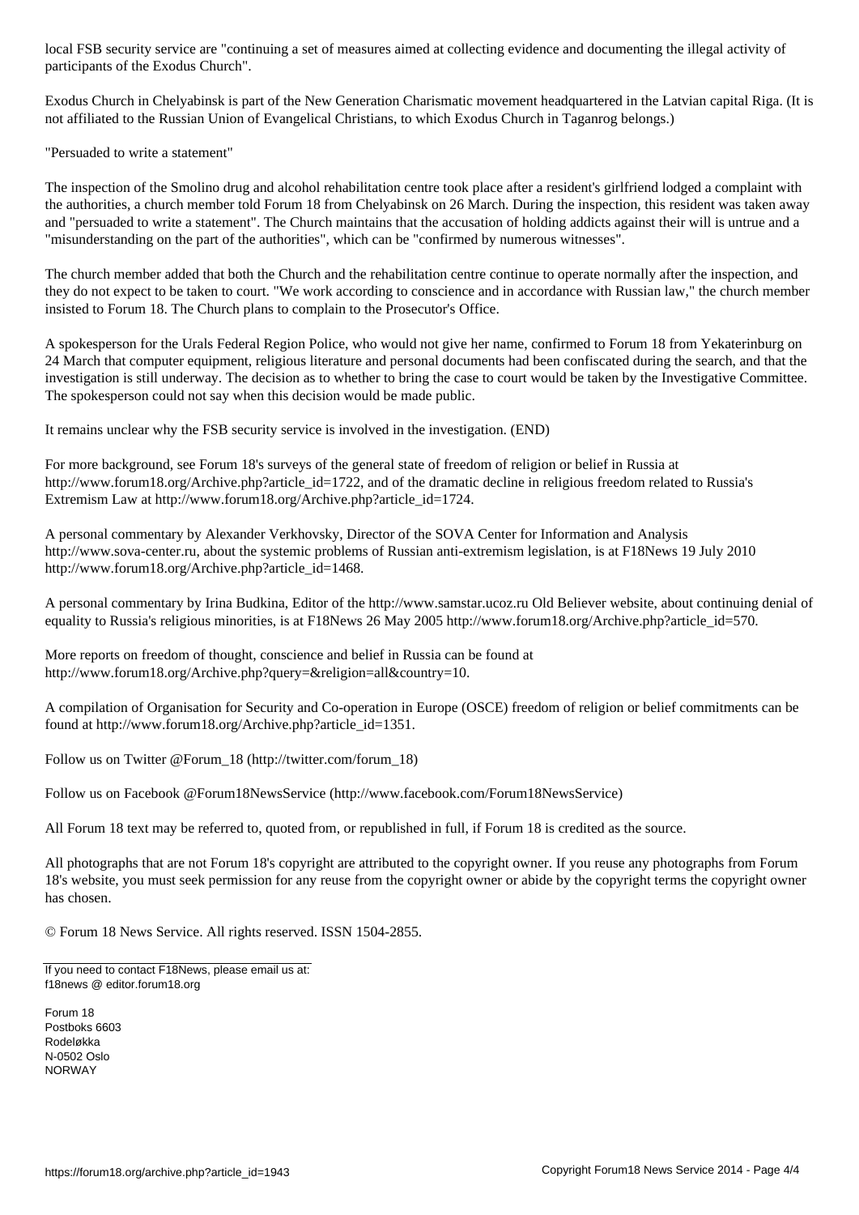local FSB security service are "continuing a set of measures aimed at collecting evidence and documenting the illegal activity of participants of the Exodus Church".

Exodus Church in Chelyabinsk is part of the New Generation Charismatic movement headquartered in the Latvian capital Riga. (It is not affiliated to the Russian Union of Evangelical Christians, to which Exodus Church in Taganrog belongs.)

"Persuaded to write a statement"

The inspection of the Smolino drug and alcohol rehabilitation centre took place after a resident's girlfriend lodged a complaint with the authorities, a church member told Forum 18 from Chelyabinsk on 26 March. During the inspection, this resident was taken away and "persuaded to write a statement". The Church maintains that the accusation of holding addicts against their will is untrue and a "misunderstanding on the part of the authorities", which can be "confirmed by numerous witnesses".

The church member added that both the Church and the rehabilitation centre continue to operate normally after the inspection, and they do not expect to be taken to court. "We work according to conscience and in accordance with Russian law," the church member insisted to Forum 18. The Church plans to complain to the Prosecutor's Office.

A spokesperson for the Urals Federal Region Police, who would not give her name, confirmed to Forum 18 from Yekaterinburg on 24 March that computer equipment, religious literature and personal documents had been confiscated during the search, and that the investigation is still underway. The decision as to whether to bring the case to court would be taken by the Investigative Committee. The spokesperson could not say when this decision would be made public.

It remains unclear why the FSB security service is involved in the investigation. (END)

For more background, see Forum 18's surveys of the general state of freedom of religion or belief in Russia at http://www.forum18.org/Archive.php?article_id=1722, and of the dramatic decline in religious freedom related to Russia's Extremism Law at http://www.forum18.org/Archive.php?article_id=1724.

A personal commentary by Alexander Verkhovsky, Director of the SOVA Center for Information and Analysis http://www.sova-center.ru, about the systemic problems of Russian anti-extremism legislation, is at F18News 19 July 2010 http://www.forum18.org/Archive.php?article_id=1468.

A personal commentary by Irina Budkina, Editor of the http://www.samstar.ucoz.ru Old Believer website, about continuing denial of equality to Russia's religious minorities, is at F18News 26 May 2005 http://www.forum18.org/Archive.php?article_id=570.

More reports on freedom of thought, conscience and belief in Russia can be found at http://www.forum18.org/Archive.php?query=&religion=all&country=10.

A compilation of Organisation for Security and Co-operation in Europe (OSCE) freedom of religion or belief commitments can be found at http://www.forum18.org/Archive.php?article_id=1351.

Follow us on Twitter @Forum_18 (http://twitter.com/forum_18)

Follow us on Facebook @Forum18NewsService (http://www.facebook.com/Forum18NewsService)

All Forum 18 text may be referred to, quoted from, or republished in full, if Forum 18 is credited as the source.

All photographs that are not Forum 18's copyright are attributed to the copyright owner. If you reuse any photographs from Forum 18's website, you must seek permission for any reuse from the copyright owner or abide by the copyright terms the copyright owner has chosen.

© Forum 18 News Service. All rights reserved. ISSN 1504-2855.

If you need to contact F18News, please email us at:
f18news @ editor.forum18.org

Forum 18
Postboks 6603
Rodeløkka
N-0502 Oslo
NORWAY